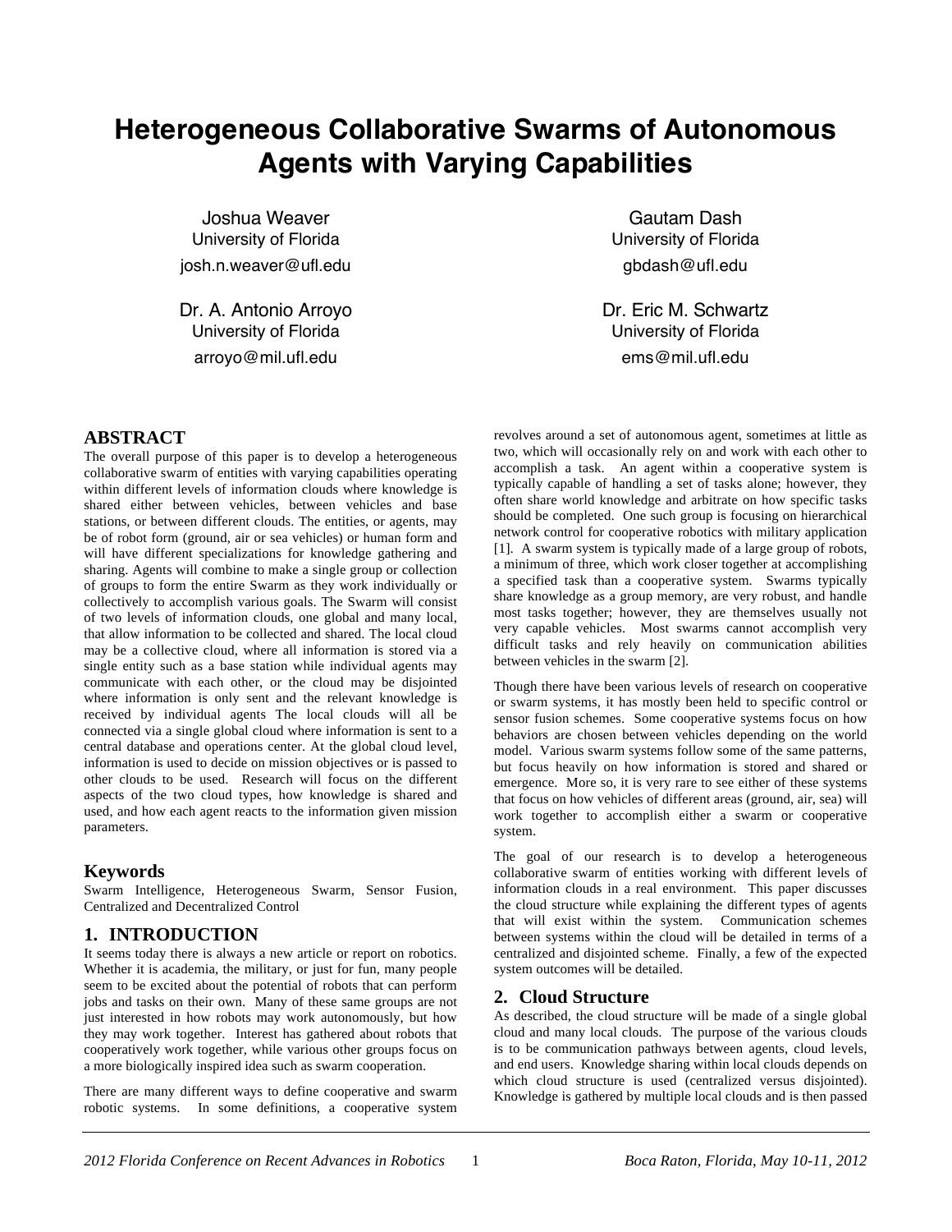# Heterogeneous Collaborative Swarms of Autonomous Agents with Varying Capabilities

Joshua Weaver
University of Florida
josh.n.weaver@ufl.edu

Gautam Dash
University of Florida
gbdash@ufl.edu

Dr. A. Antonio Arroyo
University of Florida
arroyo@mil.ufl.edu

Dr. Eric M. Schwartz
University of Florida
ems@mil.ufl.edu

## ABSTRACT

The overall purpose of this paper is to develop a heterogeneous collaborative swarm of entities with varying capabilities operating within different levels of information clouds where knowledge is shared either between vehicles, between vehicles and base stations, or between different clouds. The entities, or agents, may be of robot form (ground, air or sea vehicles) or human form and will have different specializations for knowledge gathering and sharing. Agents will combine to make a single group or collection of groups to form the entire Swarm as they work individually or collectively to accomplish various goals. The Swarm will consist of two levels of information clouds, one global and many local, that allow information to be collected and shared. The local cloud may be a collective cloud, where all information is stored via a single entity such as a base station while individual agents may communicate with each other, or the cloud may be disjointed where information is only sent and the relevant knowledge is received by individual agents The local clouds will all be connected via a single global cloud where information is sent to a central database and operations center. At the global cloud level, information is used to decide on mission objectives or is passed to other clouds to be used. Research will focus on the different aspects of the two cloud types, how knowledge is shared and used, and how each agent reacts to the information given mission parameters.

## Keywords

Swarm Intelligence, Heterogeneous Swarm, Sensor Fusion, Centralized and Decentralized Control

## 1. INTRODUCTION

It seems today there is always a new article or report on robotics. Whether it is academia, the military, or just for fun, many people seem to be excited about the potential of robots that can perform jobs and tasks on their own. Many of these same groups are not just interested in how robots may work autonomously, but how they may work together. Interest has gathered about robots that cooperatively work together, while various other groups focus on a more biologically inspired idea such as swarm cooperation.

There are many different ways to define cooperative and swarm robotic systems. In some definitions, a cooperative system revolves around a set of autonomous agent, sometimes at little as two, which will occasionally rely on and work with each other to accomplish a task. An agent within a cooperative system is typically capable of handling a set of tasks alone; however, they often share world knowledge and arbitrate on how specific tasks should be completed. One such group is focusing on hierarchical network control for cooperative robotics with military application [1]. A swarm system is typically made of a large group of robots, a minimum of three, which work closer together at accomplishing a specified task than a cooperative system. Swarms typically share knowledge as a group memory, are very robust, and handle most tasks together; however, they are themselves usually not very capable vehicles. Most swarms cannot accomplish very difficult tasks and rely heavily on communication abilities between vehicles in the swarm [2].

Though there have been various levels of research on cooperative or swarm systems, it has mostly been held to specific control or sensor fusion schemes. Some cooperative systems focus on how behaviors are chosen between vehicles depending on the world model. Various swarm systems follow some of the same patterns, but focus heavily on how information is stored and shared or emergence. More so, it is very rare to see either of these systems that focus on how vehicles of different areas (ground, air, sea) will work together to accomplish either a swarm or cooperative system.

The goal of our research is to develop a heterogeneous collaborative swarm of entities working with different levels of information clouds in a real environment. This paper discusses the cloud structure while explaining the different types of agents that will exist within the system. Communication schemes between systems within the cloud will be detailed in terms of a centralized and disjointed scheme. Finally, a few of the expected system outcomes will be detailed.

## 2. Cloud Structure

As described, the cloud structure will be made of a single global cloud and many local clouds. The purpose of the various clouds is to be communication pathways between agents, cloud levels, and end users. Knowledge sharing within local clouds depends on which cloud structure is used (centralized versus disjointed). Knowledge is gathered by multiple local clouds and is then passed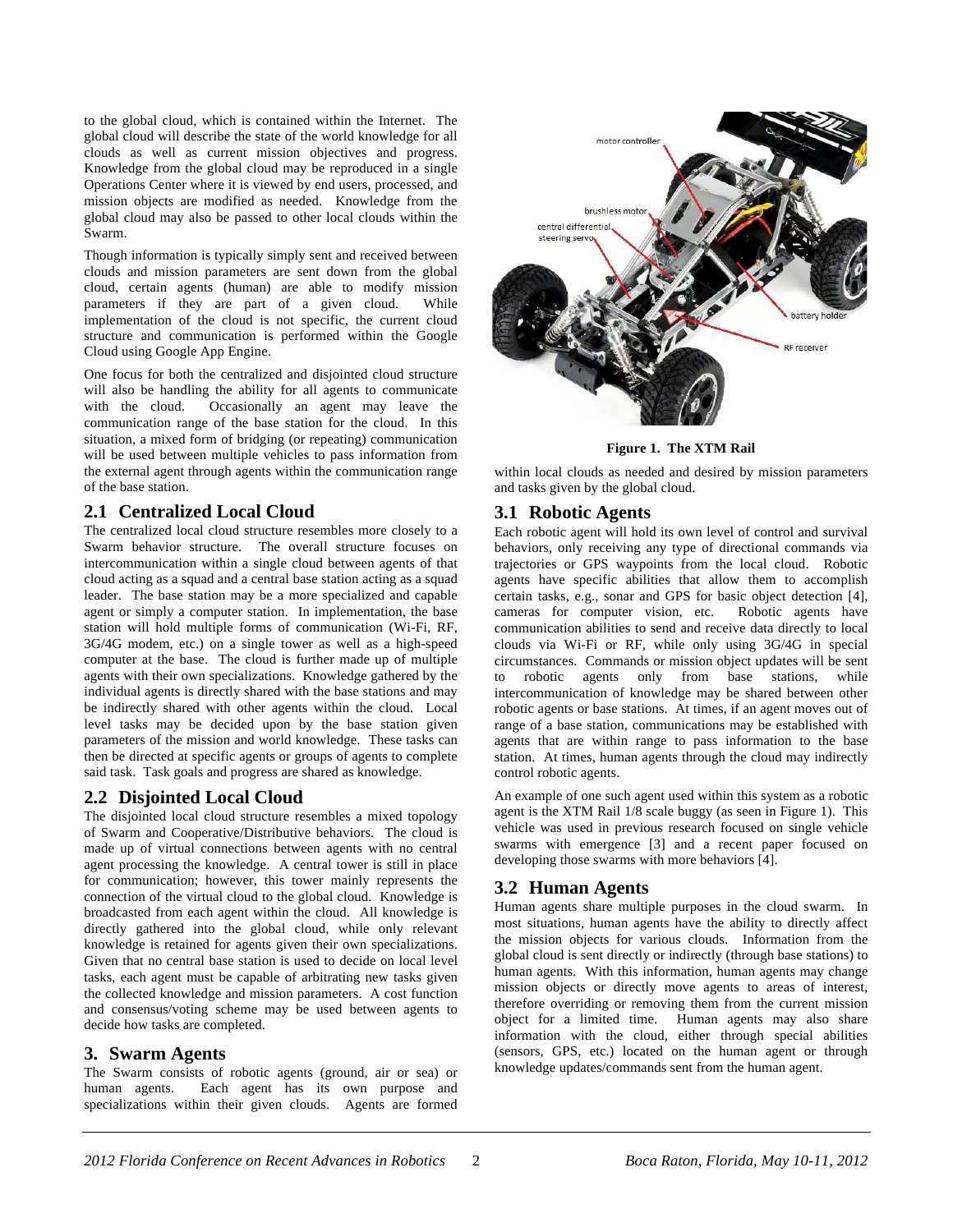to the global cloud, which is contained within the Internet. The global cloud will describe the state of the world knowledge for all clouds as well as current mission objectives and progress. Knowledge from the global cloud may be reproduced in a single Operations Center where it is viewed by end users, processed, and mission objects are modified as needed. Knowledge from the global cloud may also be passed to other local clouds within the Swarm.

Though information is typically simply sent and received between clouds and mission parameters are sent down from the global cloud, certain agents (human) are able to modify mission parameters if they are part of a given cloud. While implementation of the cloud is not specific, the current cloud structure and communication is performed within the Google Cloud using Google App Engine.

One focus for both the centralized and disjointed cloud structure will also be handling the ability for all agents to communicate with the cloud. Occasionally an agent may leave the communication range of the base station for the cloud. In this situation, a mixed form of bridging (or repeating) communication will be used between multiple vehicles to pass information from the external agent through agents within the communication range of the base station.

## 2.1 Centralized Local Cloud

The centralized local cloud structure resembles more closely to a Swarm behavior structure. The overall structure focuses on intercommunication within a single cloud between agents of that cloud acting as a squad and a central base station acting as a squad leader. The base station may be a more specialized and capable agent or simply a computer station. In implementation, the base station will hold multiple forms of communication (Wi-Fi, RF, 3G/4G modem, etc.) on a single tower as well as a high-speed computer at the base. The cloud is further made up of multiple agents with their own specializations. Knowledge gathered by the individual agents is directly shared with the base stations and may be indirectly shared with other agents within the cloud. Local level tasks may be decided upon by the base station given parameters of the mission and world knowledge. These tasks can then be directed at specific agents or groups of agents to complete said task. Task goals and progress are shared as knowledge.

## 2.2 Disjointed Local Cloud

The disjointed local cloud structure resembles a mixed topology of Swarm and Cooperative/Distributive behaviors. The cloud is made up of virtual connections between agents with no central agent processing the knowledge. A central tower is still in place for communication; however, this tower mainly represents the connection of the virtual cloud to the global cloud. Knowledge is broadcasted from each agent within the cloud. All knowledge is directly gathered into the global cloud, while only relevant knowledge is retained for agents given their own specializations. Given that no central base station is used to decide on local level tasks, each agent must be capable of arbitrating new tasks given the collected knowledge and mission parameters. A cost function and consensus/voting scheme may be used between agents to decide how tasks are completed.

# 3. Swarm Agents

The Swarm consists of robotic agents (ground, air or sea) or human agents. Each agent has its own purpose and specializations within their given clouds. Agents are formed within local clouds as needed and desired by mission parameters and tasks given by the global cloud.

**Figure 1. The XTM Rail**

## 3.1 Robotic Agents

Each robotic agent will hold its own level of control and survival behaviors, only receiving any type of directional commands via trajectories or GPS waypoints from the local cloud. Robotic agents have specific abilities that allow them to accomplish certain tasks, e.g., sonar and GPS for basic object detection [4], cameras for computer vision, etc. Robotic agents have communication abilities to send and receive data directly to local clouds via Wi-Fi or RF, while only using 3G/4G in special circumstances. Commands or mission object updates will be sent to robotic agents only from base stations, while intercommunication of knowledge may be shared between other robotic agents or base stations. At times, if an agent moves out of range of a base station, communications may be established with agents that are within range to pass information to the base station. At times, human agents through the cloud may indirectly control robotic agents.

An example of one such agent used within this system as a robotic agent is the XTM Rail 1/8 scale buggy (as seen in Figure 1). This vehicle was used in previous research focused on single vehicle swarms with emergence [3] and a recent paper focused on developing those swarms with more behaviors [4].

## 3.2 Human Agents

Human agents share multiple purposes in the cloud swarm. In most situations, human agents have the ability to directly affect the mission objects for various clouds. Information from the global cloud is sent directly or indirectly (through base stations) to human agents. With this information, human agents may change mission objects or directly move agents to areas of interest, therefore overriding or removing them from the current mission object for a limited time. Human agents may also share information with the cloud, either through special abilities (sensors, GPS, etc.) located on the human agent or through knowledge updates/commands sent from the human agent.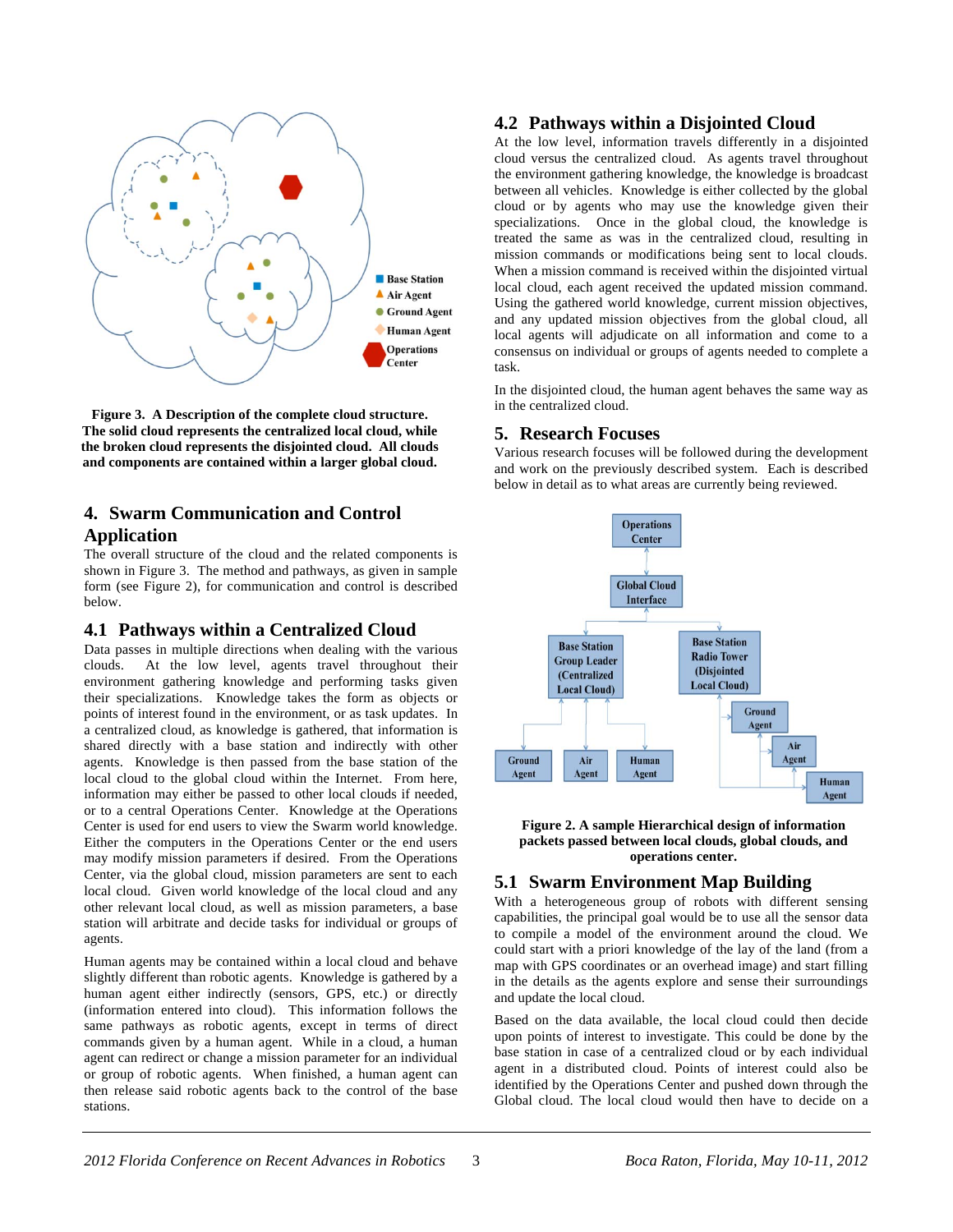**Figure 3. A Description of the complete cloud structure. The solid cloud represents the centralized local cloud, while the broken cloud represents the disjointed cloud. All clouds and components are contained within a larger global cloud.**

## 4. Swarm Communication and Control Application

The overall structure of the cloud and the related components is shown in Figure 3. The method and pathways, as given in sample form (see Figure 2), for communication and control is described below.

### 4.1 Pathways within a Centralized Cloud

Data passes in multiple directions when dealing with the various clouds. At the low level, agents travel throughout their environment gathering knowledge and performing tasks given their specializations. Knowledge takes the form as objects or points of interest found in the environment, or as task updates. In a centralized cloud, as knowledge is gathered, that information is shared directly with a base station and indirectly with other agents. Knowledge is then passed from the base station of the local cloud to the global cloud within the Internet. From here, information may either be passed to other local clouds if needed, or to a central Operations Center. Knowledge at the Operations Center is used for end users to view the Swarm world knowledge. Either the computers in the Operations Center or the end users may modify mission parameters if desired. From the Operations Center, via the global cloud, mission parameters are sent to each local cloud. Given world knowledge of the local cloud and any other relevant local cloud, as well as mission parameters, a base station will arbitrate and decide tasks for individual or groups of agents.

Human agents may be contained within a local cloud and behave slightly different than robotic agents. Knowledge is gathered by a human agent either indirectly (sensors, GPS, etc.) or directly (information entered into cloud). This information follows the same pathways as robotic agents, except in terms of direct commands given by a human agent. While in a cloud, a human agent can redirect or change a mission parameter for an individual or group of robotic agents. When finished, a human agent can then release said robotic agents back to the control of the base stations.

### 4.2 Pathways within a Disjointed Cloud

At the low level, information travels differently in a disjointed cloud versus the centralized cloud. As agents travel throughout the environment gathering knowledge, the knowledge is broadcast between all vehicles. Knowledge is either collected by the global cloud or by agents who may use the knowledge given their specializations. Once in the global cloud, the knowledge is treated the same as was in the centralized cloud, resulting in mission commands or modifications being sent to local clouds. When a mission command is received within the disjointed virtual local cloud, each agent received the updated mission command. Using the gathered world knowledge, current mission objectives, and any updated mission objectives from the global cloud, all local agents will adjudicate on all information and come to a consensus on individual or groups of agents needed to complete a task.

In the disjointed cloud, the human agent behaves the same way as in the centralized cloud.

## 5. Research Focuses

Various research focuses will be followed during the development and work on the previously described system. Each is described below in detail as to what areas are currently being reviewed.

**Figure 2. A sample Hierarchical design of information packets passed between local clouds, global clouds, and operations center.**

### 5.1 Swarm Environment Map Building

With a heterogeneous group of robots with different sensing capabilities, the principal goal would be to use all the sensor data to compile a model of the environment around the cloud. We could start with a priori knowledge of the lay of the land (from a map with GPS coordinates or an overhead image) and start filling in the details as the agents explore and sense their surroundings and update the local cloud.

Based on the data available, the local cloud could then decide upon points of interest to investigate. This could be done by the base station in case of a centralized cloud or by each individual agent in a distributed cloud. Points of interest could also be identified by the Operations Center and pushed down through the Global cloud. The local cloud would then have to decide on a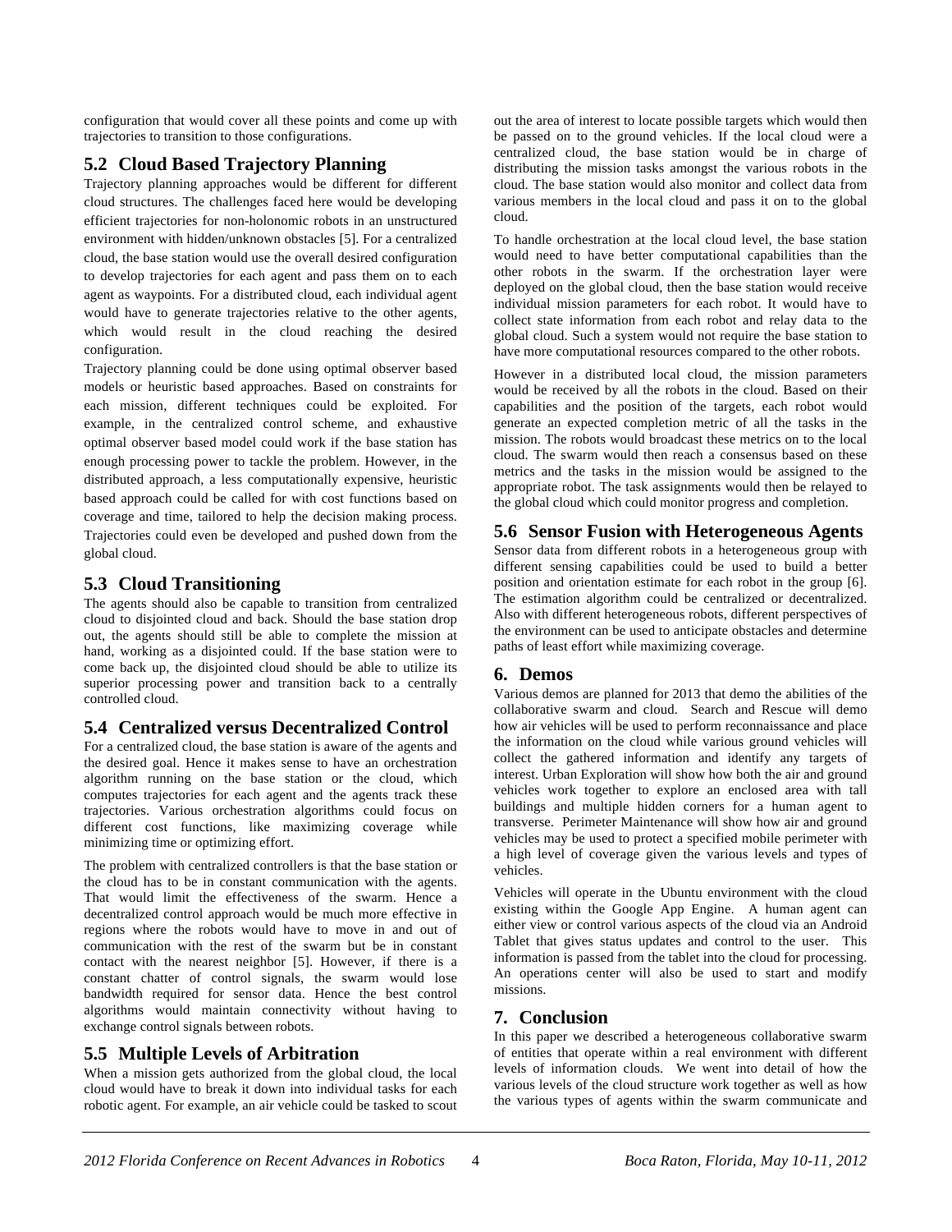configuration that would cover all these points and come up with trajectories to transition to those configurations.

## 5.2 Cloud Based Trajectory Planning

Trajectory planning approaches would be different for different cloud structures. The challenges faced here would be developing efficient trajectories for non-holonomic robots in an unstructured environment with hidden/unknown obstacles [5]. For a centralized cloud, the base station would use the overall desired configuration to develop trajectories for each agent and pass them on to each agent as waypoints. For a distributed cloud, each individual agent would have to generate trajectories relative to the other agents, which would result in the cloud reaching the desired configuration.

Trajectory planning could be done using optimal observer based models or heuristic based approaches. Based on constraints for each mission, different techniques could be exploited. For example, in the centralized control scheme, and exhaustive optimal observer based model could work if the base station has enough processing power to tackle the problem. However, in the distributed approach, a less computationally expensive, heuristic based approach could be called for with cost functions based on coverage and time, tailored to help the decision making process. Trajectories could even be developed and pushed down from the global cloud.

## 5.3 Cloud Transitioning

The agents should also be capable to transition from centralized cloud to disjointed cloud and back. Should the base station drop out, the agents should still be able to complete the mission at hand, working as a disjointed could. If the base station were to come back up, the disjointed cloud should be able to utilize its superior processing power and transition back to a centrally controlled cloud.

## 5.4 Centralized versus Decentralized Control

For a centralized cloud, the base station is aware of the agents and the desired goal. Hence it makes sense to have an orchestration algorithm running on the base station or the cloud, which computes trajectories for each agent and the agents track these trajectories. Various orchestration algorithms could focus on different cost functions, like maximizing coverage while minimizing time or optimizing effort.

The problem with centralized controllers is that the base station or the cloud has to be in constant communication with the agents. That would limit the effectiveness of the swarm. Hence a decentralized control approach would be much more effective in regions where the robots would have to move in and out of communication with the rest of the swarm but be in constant contact with the nearest neighbor [5]. However, if there is a constant chatter of control signals, the swarm would lose bandwidth required for sensor data. Hence the best control algorithms would maintain connectivity without having to exchange control signals between robots.

## 5.5 Multiple Levels of Arbitration

When a mission gets authorized from the global cloud, the local cloud would have to break it down into individual tasks for each robotic agent. For example, an air vehicle could be tasked to scout out the area of interest to locate possible targets which would then be passed on to the ground vehicles. If the local cloud were a centralized cloud, the base station would be in charge of distributing the mission tasks amongst the various robots in the cloud. The base station would also monitor and collect data from various members in the local cloud and pass it on to the global cloud.

To handle orchestration at the local cloud level, the base station would need to have better computational capabilities than the other robots in the swarm. If the orchestration layer were deployed on the global cloud, then the base station would receive individual mission parameters for each robot. It would have to collect state information from each robot and relay data to the global cloud. Such a system would not require the base station to have more computational resources compared to the other robots.

However in a distributed local cloud, the mission parameters would be received by all the robots in the cloud. Based on their capabilities and the position of the targets, each robot would generate an expected completion metric of all the tasks in the mission. The robots would broadcast these metrics on to the local cloud. The swarm would then reach a consensus based on these metrics and the tasks in the mission would be assigned to the appropriate robot. The task assignments would then be relayed to the global cloud which could monitor progress and completion.

## 5.6 Sensor Fusion with Heterogeneous Agents

Sensor data from different robots in a heterogeneous group with different sensing capabilities could be used to build a better position and orientation estimate for each robot in the group [6]. The estimation algorithm could be centralized or decentralized. Also with different heterogeneous robots, different perspectives of the environment can be used to anticipate obstacles and determine paths of least effort while maximizing coverage.

# 6. Demos

Various demos are planned for 2013 that demo the abilities of the collaborative swarm and cloud. Search and Rescue will demo how air vehicles will be used to perform reconnaissance and place the information on the cloud while various ground vehicles will collect the gathered information and identify any targets of interest. Urban Exploration will show how both the air and ground vehicles work together to explore an enclosed area with tall buildings and multiple hidden corners for a human agent to transverse. Perimeter Maintenance will show how air and ground vehicles may be used to protect a specified mobile perimeter with a high level of coverage given the various levels and types of vehicles.

Vehicles will operate in the Ubuntu environment with the cloud existing within the Google App Engine. A human agent can either view or control various aspects of the cloud via an Android Tablet that gives status updates and control to the user. This information is passed from the tablet into the cloud for processing. An operations center will also be used to start and modify missions.

# 7. Conclusion

In this paper we described a heterogeneous collaborative swarm of entities that operate within a real environment with different levels of information clouds. We went into detail of how the various levels of the cloud structure work together as well as how the various types of agents within the swarm communicate and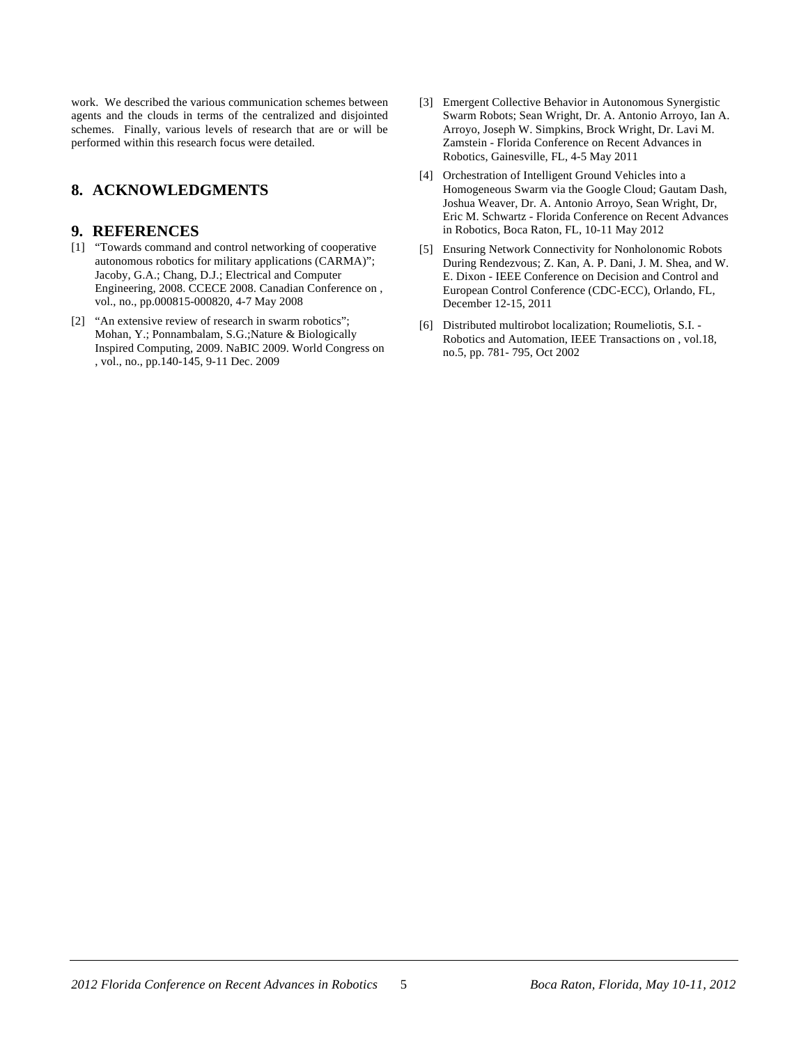work. We described the various communication schemes between agents and the clouds in terms of the centralized and disjointed schemes. Finally, various levels of research that are or will be performed within this research focus were detailed.

## 8. ACKNOWLEDGMENTS

## 9. REFERENCES

[1] "Towards command and control networking of cooperative autonomous robotics for military applications (CARMA)"; Jacoby, G.A.; Chang, D.J.; Electrical and Computer Engineering, 2008. CCECE 2008. Canadian Conference on , vol., no., pp.000815-000820, 4-7 May 2008

[2] "An extensive review of research in swarm robotics"; Mohan, Y.; Ponnambalam, S.G.;Nature & Biologically Inspired Computing, 2009. NaBIC 2009. World Congress on , vol., no., pp.140-145, 9-11 Dec. 2009

[3] Emergent Collective Behavior in Autonomous Synergistic Swarm Robots; Sean Wright, Dr. A. Antonio Arroyo, Ian A. Arroyo, Joseph W. Simpkins, Brock Wright, Dr. Lavi M. Zamstein - Florida Conference on Recent Advances in Robotics, Gainesville, FL, 4-5 May 2011

[4] Orchestration of Intelligent Ground Vehicles into a Homogeneous Swarm via the Google Cloud; Gautam Dash, Joshua Weaver, Dr. A. Antonio Arroyo, Sean Wright, Dr, Eric M. Schwartz - Florida Conference on Recent Advances in Robotics, Boca Raton, FL, 10-11 May 2012

[5] Ensuring Network Connectivity for Nonholonomic Robots During Rendezvous; Z. Kan, A. P. Dani, J. M. Shea, and W. E. Dixon - IEEE Conference on Decision and Control and European Control Conference (CDC-ECC), Orlando, FL, December 12-15, 2011

[6] Distributed multirobot localization; Roumeliotis, S.I. - Robotics and Automation, IEEE Transactions on , vol.18, no.5, pp. 781- 795, Oct 2002